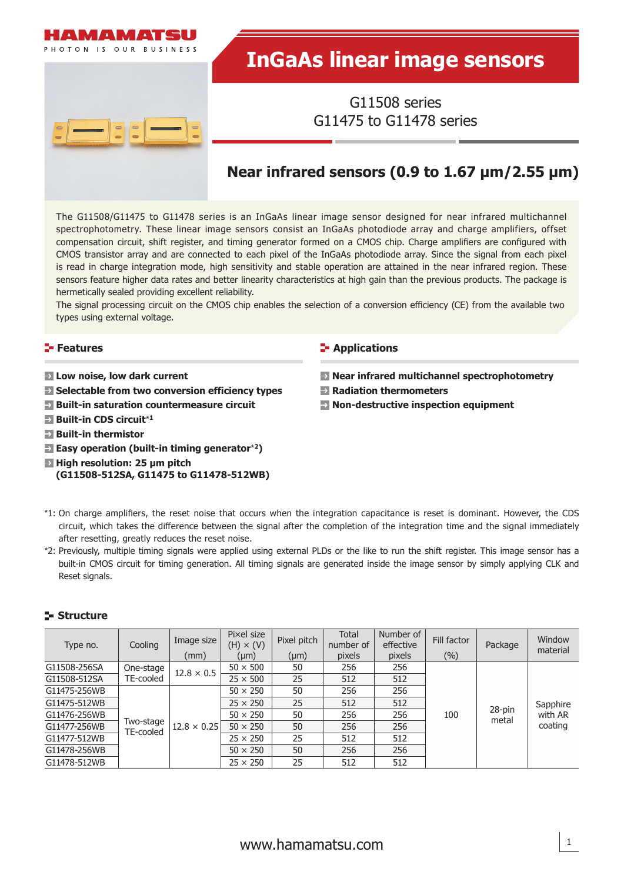# InGaAs linear image sensors

G11508 series
G11475 to G11478 series

## Near infrared sensors (0.9 to 1.67 μm/2.55 μm)

The G11508/G11475 to G11478 series is an InGaAs linear image sensor designed for near infrared multichannel spectrophotometry. These linear image sensors consist an InGaAs photodiode array and charge amplifiers, offset compensation circuit, shift register, and timing generator formed on a CMOS chip. Charge amplifiers are configured with CMOS transistor array and are connected to each pixel of the InGaAs photodiode array. Since the signal from each pixel is read in charge integration mode, high sensitivity and stable operation are attained in the near infrared region. These sensors feature higher data rates and better linearity characteristics at high gain than the previous products. The package is hermetically sealed providing excellent reliability.
The signal processing circuit on the CMOS chip enables the selection of a conversion efficiency (CE) from the available two types using external voltage.

### Features

- **Low noise, low dark current**
- **Selectable from two conversion efficiency types**
- **Built-in saturation countermeasure circuit**
- **Built-in CDS circuit**[*1]
- **Built-in thermistor**
- **Easy operation (built-in timing generator**[*2]**)**
- **High resolution: 25 μm pitch (G11508-512SA, G11475 to G11478-512WB)**

### Applications

- **Near infrared multichannel spectrophotometry**
- **Radiation thermometers**
- **Non-destructive inspection equipment**

*1: On charge amplifiers, the reset noise that occurs when the integration capacitance is reset is dominant. However, the CDS circuit, which takes the difference between the signal after the completion of the integration time and the signal immediately after resetting, greatly reduces the reset noise.

*2: Previously, multiple timing signals were applied using external PLDs or the like to run the shift register. This image sensor has a built-in CMOS circuit for timing generation. All timing signals are generated inside the image sensor by simply applying CLK and Reset signals.

### Structure

| Type no. | Cooling | Image size (mm) | Pixel size (H) × (V) (μm) | Pixel pitch (μm) | Total number of pixels | Number of effective pixels | Fill factor (%) | Package | Window material |
|---|---|---|---|---|---|---|---|---|---|
| G11508-256SA | One-stage TE-cooled | 12.8 × 0.5 | 50 × 500 | 50 | 256 | 256 | 100 | 28-pin metal | Sapphire with AR coating |
| G11508-512SA | | | 25 × 500 | 25 | 512 | 512 | | | |
| G11475-256WB | Two-stage TE-cooled | 12.8 × 0.25 | 50 × 250 | 50 | 256 | 256 | | | |
| G11475-512WB | | | 25 × 250 | 25 | 512 | 512 | | | |
| G11476-256WB | | | 50 × 250 | 50 | 256 | 256 | | | |
| G11477-256WB | | | 50 × 250 | 50 | 256 | 256 | | | |
| G11477-512WB | | | 25 × 250 | 25 | 512 | 512 | | | |
| G11478-256WB | | | 50 × 250 | 50 | 256 | 256 | | | |
| G11478-512WB | | | 25 × 250 | 25 | 512 | 512 | | | |

www.hamamatsu.com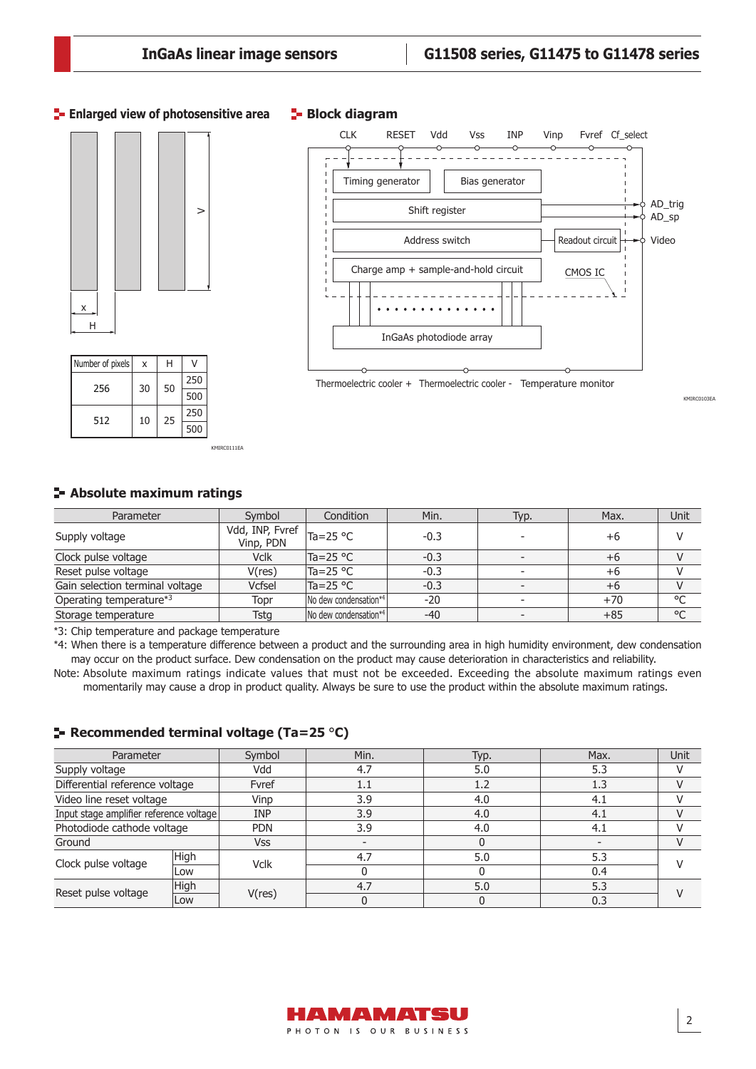## Enlarged view of photosensitive area

| Number of pixels | x | H | V |
|---|---|---|---|
| 256 | 30 | 50 | 250 |
| | | | 500 |
| 512 | 10 | 25 | 250 |
| | | | 500 |

KMIRC0111EA

## Block diagram

KMIRC0103EA

## Absolute maximum ratings

| Parameter | Symbol | Condition | Min. | Typ. | Max. | Unit |
|---|---|---|---|---|---|---|
| Supply voltage | Vdd, INP, Fvref Vinp, PDN | Ta=25 °C | -0.3 | - | +6 | V |
| Clock pulse voltage | Vclk | Ta=25 °C | -0.3 | - | +6 | V |
| Reset pulse voltage | V(res) | Ta=25 °C | -0.3 | - | +6 | V |
| Gain selection terminal voltage | Vcfsel | Ta=25 °C | -0.3 | - | +6 | V |
| Operating temperature*3 | Topr | No dew condensation*4 | -20 | - | +70 | °C |
| Storage temperature | Tstg | No dew condensation*4 | -40 | - | +85 | °C |

*3: Chip temperature and package temperature

*4: When there is a temperature difference between a product and the surrounding area in high humidity environment, dew condensation may occur on the product surface. Dew condensation on the product may cause deterioration in characteristics and reliability.

Note: Absolute maximum ratings indicate values that must not be exceeded. Exceeding the absolute maximum ratings even momentarily may cause a drop in product quality. Always be sure to use the product within the absolute maximum ratings.

## Recommended terminal voltage (Ta=25 °C)

| Parameter | | Symbol | Min. | Typ. | Max. | Unit |
|---|---|---|---|---|---|---|
| Supply voltage | | Vdd | 4.7 | 5.0 | 5.3 | V |
| Differential reference voltage | | Fvref | 1.1 | 1.2 | 1.3 | V |
| Video line reset voltage | | Vinp | 3.9 | 4.0 | 4.1 | V |
| Input stage amplifier reference voltage | | INP | 3.9 | 4.0 | 4.1 | V |
| Photodiode cathode voltage | | PDN | 3.9 | 4.0 | 4.1 | V |
| Ground | | Vss | - | 0 | - | V |
| Clock pulse voltage | High | Vclk | 4.7 | 5.0 | 5.3 | V |
| | Low | | 0 | 0 | 0.4 | |
| Reset pulse voltage | High | V(res) | 4.7 | 5.0 | 5.3 | V |
| | Low | | 0 | 0 | 0.3 | |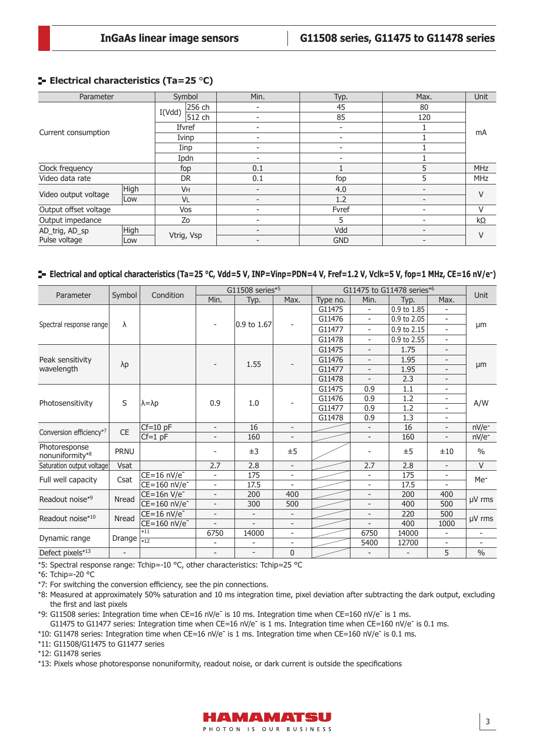## Electrical characteristics (Ta=25 °C)

| Parameter | | Symbol | | Min. | Typ. | Max. | Unit |
|---|---|---|---|---|---|---|---|
| Current consumption | | I(Vdd) | 256 ch | - | 45 | 80 | mA |
| | | | 512 ch | - | 85 | 120 | |
| | | Ifvref | | - | - | 1 | |
| | | Ivinp | | - | - | 1 | |
| | | Iinp | | - | - | 1 | |
| | | Ipdn | | - | - | 1 | |
| Clock frequency | | fop | | 0.1 | 1 | 5 | MHz |
| Video data rate | | DR | | 0.1 | fop | 5 | MHz |
| Video output voltage | High | $V_H$ | | - | 4.0 | - | V |
| | Low | $V_L$ | | - | 1.2 | - | |
| Output offset voltage | | Vos | | - | Fvref | - | V |
| Output impedance | | Zo | | - | 5 | - | kΩ |
| AD_trig, AD_sp Pulse voltage | High | Vtrig, Vsp | | - | Vdd | - | V |
| | Low | | | - | GND | - | |

## Electrical and optical characteristics (Ta=25 °C, Vdd=5 V, INP=Vinp=PDN=4 V, Fref=1.2 V, Vclk=5 V, fop=1 MHz, CE=16 nV/e⁻)

| Parameter | Symbol | Condition | G11508 series*5 Min. | G11508 series*5 Typ. | G11508 series*5 Max. | G11475 to G11478 series*6 Type no. | G11475 to G11478 series*6 Min. | G11475 to G11478 series*6 Typ. | G11475 to G11478 series*6 Max. | Unit |
|---|---|---|---|---|---|---|---|---|---|---|
| Spectral response range | λ | | - | 0.9 to 1.67 | - | G11475 | - | 0.9 to 1.85 | - | μm |
| | | | | | | G11476 | - | 0.9 to 2.05 | - | |
| | | | | | | G11477 | - | 0.9 to 2.15 | - | |
| | | | | | | G11478 | - | 0.9 to 2.55 | - | |
| Peak sensitivity wavelength | λp | | - | 1.55 | - | G11475 | - | 1.75 | - | μm |
| | | | | | | G11476 | - | 1.95 | - | |
| | | | | | | G11477 | - | 1.95 | - | |
| | | | | | | G11478 | - | 2.3 | - | |
| Photosensitivity | S | λ=λp | 0.9 | 1.0 | - | G11475 | 0.9 | 1.1 | - | A/W |
| | | | | | | G11476 | 0.9 | 1.2 | - | |
| | | | | | | G11477 | 0.9 | 1.2 | - | |
| | | | | | | G11478 | 0.9 | 1.3 | - | |
| Conversion efficiency*7 | CE | Cf=10 pF | - | 16 | - | | - | 16 | - | nV/e⁻ |
| | | Cf=1 pF | - | 160 | - | | - | 160 | - | nV/e⁻ |
| Photoresponse nonuniformity*8 | PRNU | | - | ±3 | ±5 | | - | ±5 | ±10 | % |
| Saturation output voltage | Vsat | | 2.7 | 2.8 | - | | 2.7 | 2.8 | - | V |
| Full well capacity | Csat | CE=16 nV/e⁻ | - | 175 | - | | - | 175 | - | Me⁻ |
| | | CE=160 nV/e⁻ | - | 17.5 | - | | - | 17.5 | - | |
| Readout noise*9 | Nread | CE=16n V/e⁻ | - | 200 | 400 | | - | 200 | 400 | μV rms |
| | | CE=160 nV/e⁻ | - | 300 | 500 | | - | 400 | 500 | |
| Readout noise*10 | Nread | CE=16 nV/e⁻ | - | - | - | | - | 220 | 500 | μV rms |
| | | CE=160 nV/e⁻ | - | - | - | | - | 400 | 1000 | |
| Dynamic range | Drange | *11 | 6750 | 14000 | - | | 6750 | 14000 | - | - |
| | | *12 | - | - | - | | 5400 | 12700 | - | - |
| Defect pixels*13 | - | | - | - | 0 | | - | - | 5 | % |

*5: Spectral response range: Tchip=-10 °C, other characteristics: Tchip=25 °C
*6: Tchip=-20 °C
*7: For switching the conversion efficiency, see the pin connections.
*8: Measured at approximately 50% saturation and 10 ms integration time, pixel deviation after subtracting the dark output, excluding the first and last pixels
*9: G11508 series: Integration time when CE=16 nV/e⁻ is 10 ms. Integration time when CE=160 nV/e⁻ is 1 ms.
G11475 to G11477 series: Integration time when CE=16 nV/e⁻ is 1 ms. Integration time when CE=160 nV/e⁻ is 0.1 ms.
*10: G11478 series: Integration time when CE=16 nV/e⁻ is 1 ms. Integration time when CE=160 nV/e⁻ is 0.1 ms.
*11: G11508/G11475 to G11477 series
*12: G11478 series
*13: Pixels whose photoresponse nonuniformity, readout noise, or dark current is outside the specifications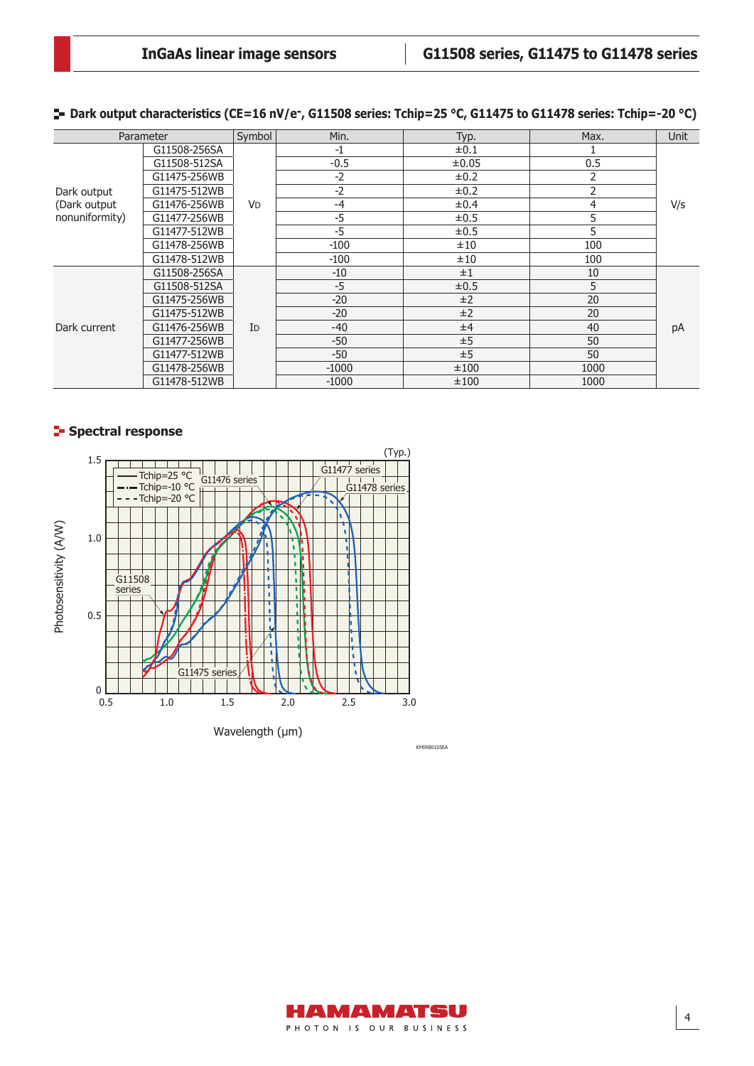## Dark output characteristics (CE=16 nV/e⁻, G11508 series: Tchip=25 °C, G11475 to G11478 series: Tchip=-20 °C)

| Parameter | | Symbol | Min. | Typ. | Max. | Unit |
|---|---|---|---|---|---|---|
| Dark output (Dark output nonuniformity) | G11508-256SA | VD | -1 | ±0.1 | 1 | V/s |
| | G11508-512SA | | -0.5 | ±0.05 | 0.5 | |
| | G11475-256WB | | -2 | ±0.2 | 2 | |
| | G11475-512WB | | -2 | ±0.2 | 2 | |
| | G11476-256WB | | -4 | ±0.4 | 4 | |
| | G11477-256WB | | -5 | ±0.5 | 5 | |
| | G11477-512WB | | -5 | ±0.5 | 5 | |
| | G11478-256WB | | -100 | ±10 | 100 | |
| | G11478-512WB | | -100 | ±10 | 100 | |
| Dark current | G11508-256SA | ID | -10 | ±1 | 10 | pA |
| | G11508-512SA | | -5 | ±0.5 | 5 | |
| | G11475-256WB | | -20 | ±2 | 20 | |
| | G11475-512WB | | -20 | ±2 | 20 | |
| | G11476-256WB | | -40 | ±4 | 40 | |
| | G11477-256WB | | -50 | ±5 | 50 | |
| | G11477-512WB | | -50 | ±5 | 50 | |
| | G11478-256WB | | -1000 | ±100 | 1000 | |
| | G11478-512WB | | -1000 | ±100 | 1000 | |

## Spectral response

(Typ.)

Legend: Tchip=25 °C (solid), Tchip=-10 °C (dash-dot), Tchip=-20 °C (dashed)

Curves: G11508 series, G11475 series, G11476 series, G11477 series, G11478 series

Photosensitivity (A/W) vs. Wavelength (μm)

KMIRB0105EA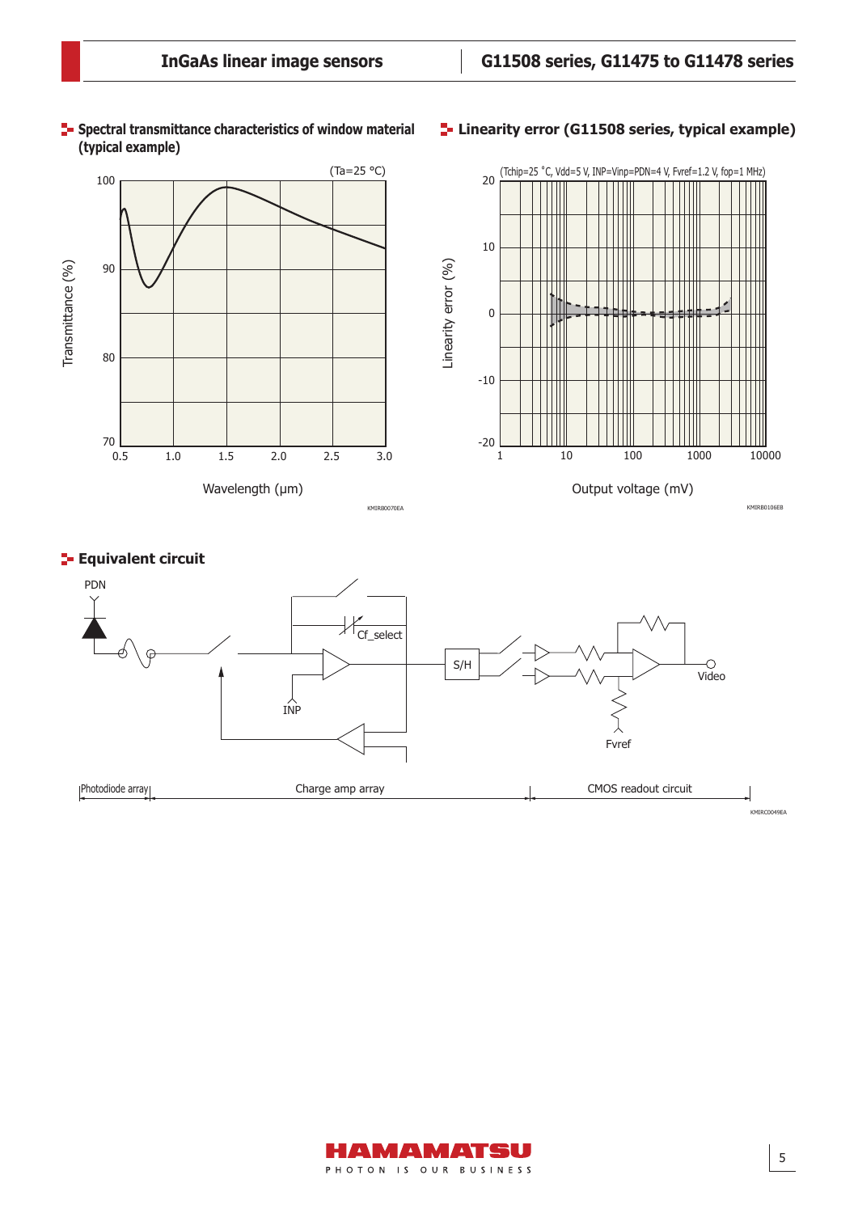## Spectral transmittance characteristics of window material (typical example)

(Ta=25 °C)

Transmittance (%) vs Wavelength (μm)

KMIRB0070EA

## Linearity error (G11508 series, typical example)

(Tchip=25 °C, Vdd=5 V, INP=Vinp=PDN=4 V, Fvref=1.2 V, fop=1 MHz)

Linearity error (%) vs Output voltage (mV)

KMIRB0106EB

## Equivalent circuit

PDN, Cf_select, INP, S/H, Video, Fvref

Photodiode array | Charge amp array | CMOS readout circuit

KMIRC0049EA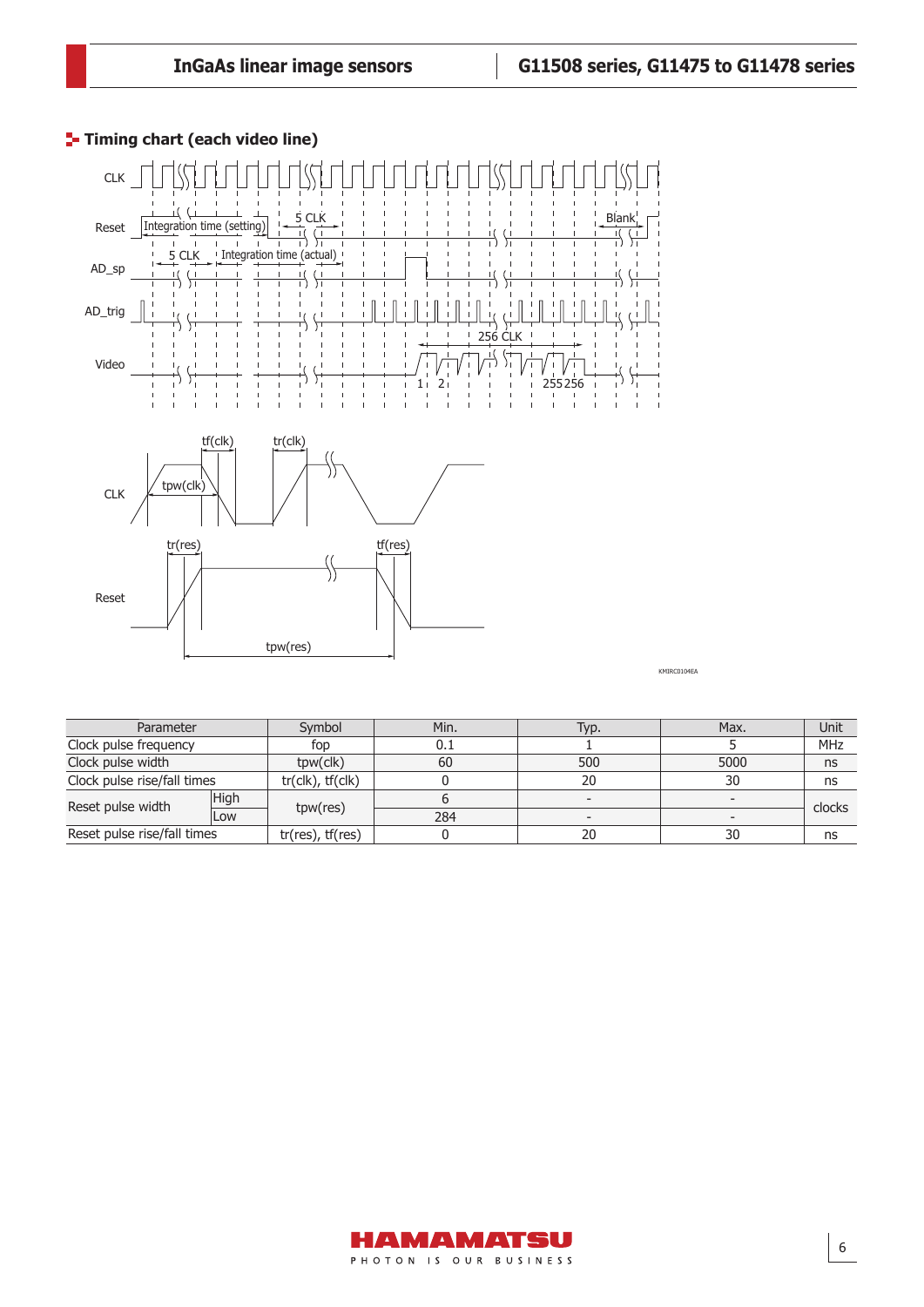## Timing chart (each video line)

CLK

Reset — Integration time (setting) — 5 CLK — Blank

AD_sp — 5 CLK — Integration time (actual)

AD_trig

256 CLK

Video — 1 2 — 255 256

CLK — tf(clk) — tr(clk) — tpw(clk)

Reset — tr(res) — tf(res) — tpw(res)

KMIRC0104EA

| Parameter | | Symbol | Min. | Typ. | Max. | Unit |
|---|---|---|---|---|---|---|
| Clock pulse frequency | | fop | 0.1 | 1 | 5 | MHz |
| Clock pulse width | | tpw(clk) | 60 | 500 | 5000 | ns |
| Clock pulse rise/fall times | | tr(clk), tf(clk) | 0 | 20 | 30 | ns |
| Reset pulse width | High | tpw(res) | 6 | - | - | clocks |
| | Low | | 284 | - | - | |
| Reset pulse rise/fall times | | tr(res), tf(res) | 0 | 20 | 30 | ns |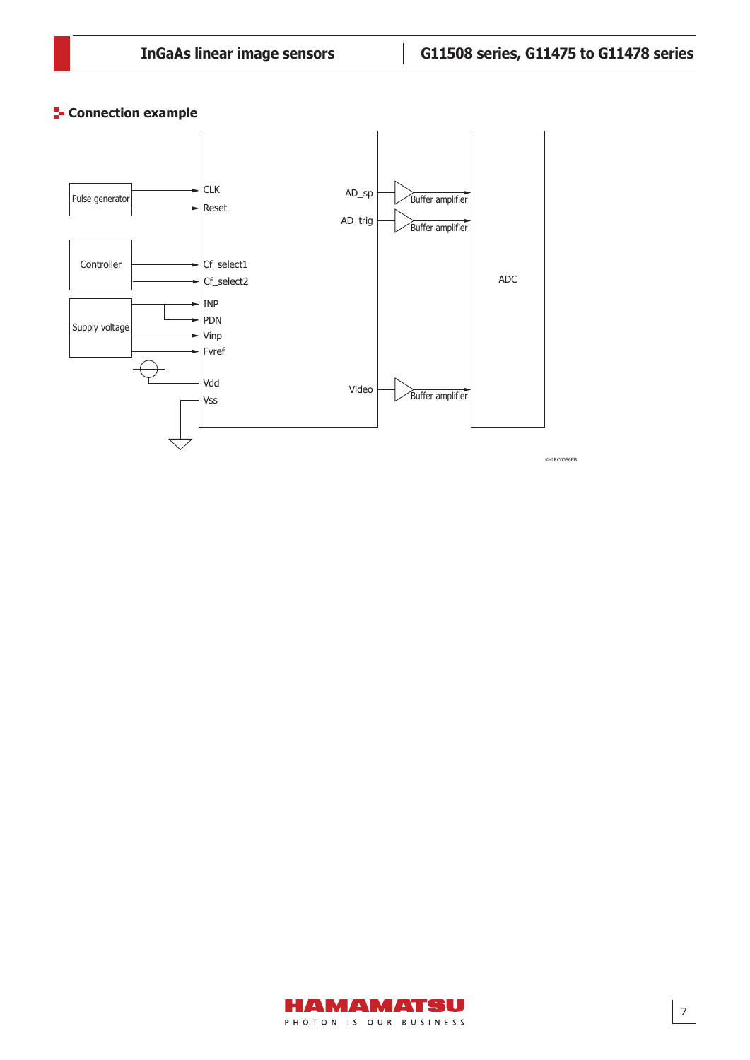## Connection example

Pulse generator

CLK

Reset

Controller

Cf_select1

Cf_select2

Supply voltage

INP

PDN

Vinp

Fvref

Vdd

Vss

AD_sp

AD_trig

Video

Buffer amplifier

Buffer amplifier

Buffer amplifier

ADC

KMIRC0056EB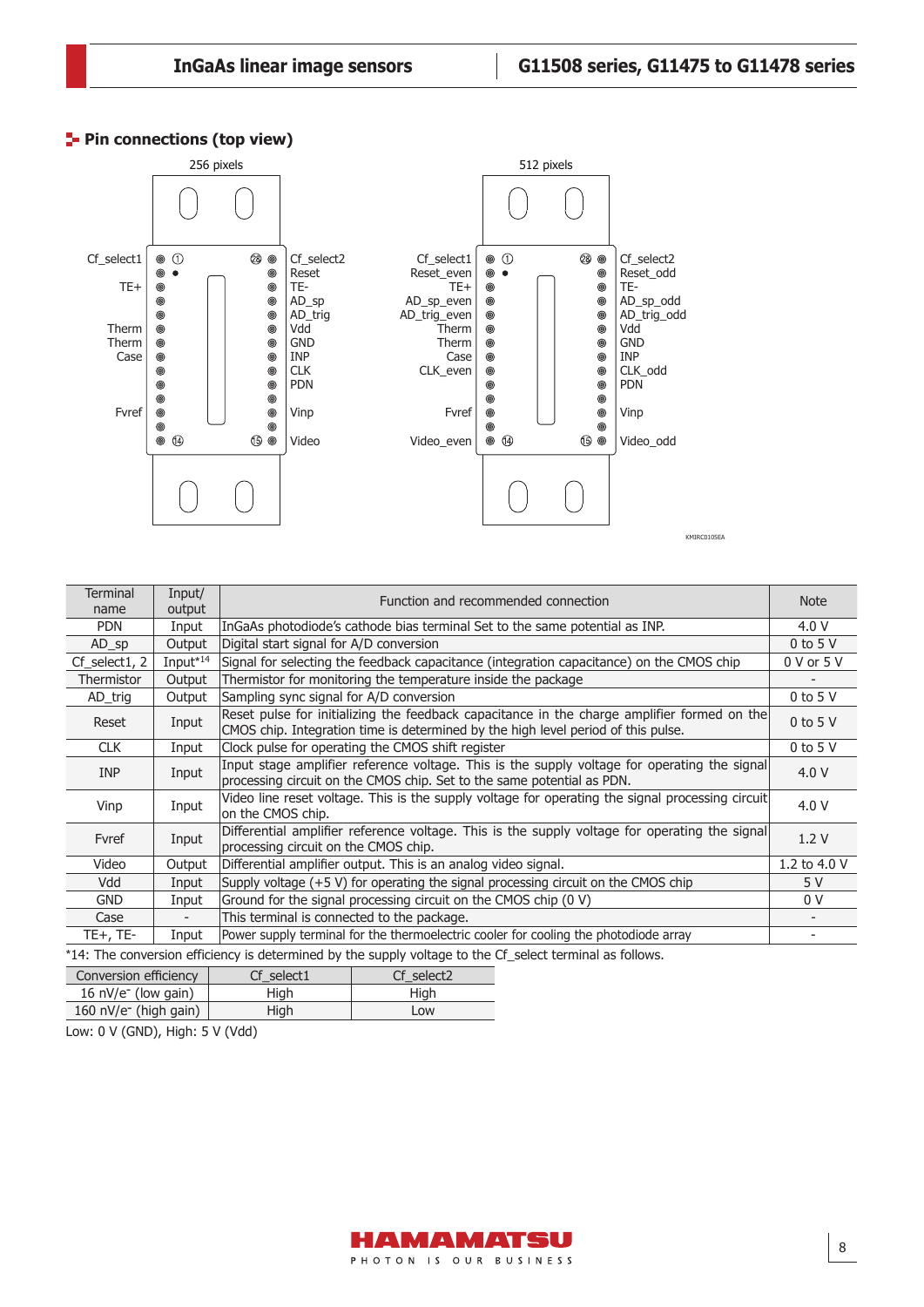## Pin connections (top view)

256 pixels

| Left label | Pin | | Pin | Right label |
|---|---|---|---|---|
| Cf_select1 | 1 | | 28 | Cf_select2 |
| | ● | | | Reset |
| TE+ | | | | TE- |
| | | | | AD_sp |
| | | | | AD_trig |
| Therm | | | | Vdd |
| Therm | | | | GND |
| Case | | | | INP |
| | | | | CLK |
| | | | | PDN |
| | | | | |
| Fvref | | | | Vinp |
| | | | | |
| | 14 | | 15 | Video |

512 pixels

| Left label | Pin | | Pin | Right label |
|---|---|---|---|---|
| Cf_select1 | 1 | | 28 | Cf_select2 |
| Reset_even | ● | | | Reset_odd |
| TE+ | | | | TE- |
| AD_sp_even | | | | AD_sp_odd |
| AD_trig_even | | | | AD_trig_odd |
| Therm | | | | Vdd |
| Therm | | | | GND |
| Case | | | | INP |
| CLK_even | | | | CLK_odd |
| | | | | PDN |
| | | | | |
| Fvref | | | | Vinp |
| | | | | |
| Video_even | 14 | | 15 | Video_odd |

KMIRC0105EA

| Terminal name | Input/ output | Function and recommended connection | Note |
|---|---|---|---|
| PDN | Input | InGaAs photodiode's cathode bias terminal Set to the same potential as INP. | 4.0 V |
| AD_sp | Output | Digital start signal for A/D conversion | 0 to 5 V |
| Cf_select1, 2 | Input*14 | Signal for selecting the feedback capacitance (integration capacitance) on the CMOS chip | 0 V or 5 V |
| Thermistor | Output | Thermistor for monitoring the temperature inside the package | - |
| AD_trig | Output | Sampling sync signal for A/D conversion | 0 to 5 V |
| Reset | Input | Reset pulse for initializing the feedback capacitance in the charge amplifier formed on the CMOS chip. Integration time is determined by the high level period of this pulse. | 0 to 5 V |
| CLK | Input | Clock pulse for operating the CMOS shift register | 0 to 5 V |
| INP | Input | Input stage amplifier reference voltage. This is the supply voltage for operating the signal processing circuit on the CMOS chip. Set to the same potential as PDN. | 4.0 V |
| Vinp | Input | Video line reset voltage. This is the supply voltage for operating the signal processing circuit on the CMOS chip. | 4.0 V |
| Fvref | Input | Differential amplifier reference voltage. This is the supply voltage for operating the signal processing circuit on the CMOS chip. | 1.2 V |
| Video | Output | Differential amplifier output. This is an analog video signal. | 1.2 to 4.0 V |
| Vdd | Input | Supply voltage (+5 V) for operating the signal processing circuit on the CMOS chip | 5 V |
| GND | Input | Ground for the signal processing circuit on the CMOS chip (0 V) | 0 V |
| Case | - | This terminal is connected to the package. | - |
| TE+, TE- | Input | Power supply terminal for the thermoelectric cooler for cooling the photodiode array | - |

*14: The conversion efficiency is determined by the supply voltage to the Cf_select terminal as follows.

| Conversion efficiency | Cf_select1 | Cf_select2 |
|---|---|---|
| 16 nV/e⁻ (low gain) | High | High |
| 160 nV/e⁻ (high gain) | High | Low |

Low: 0 V (GND), High: 5 V (Vdd)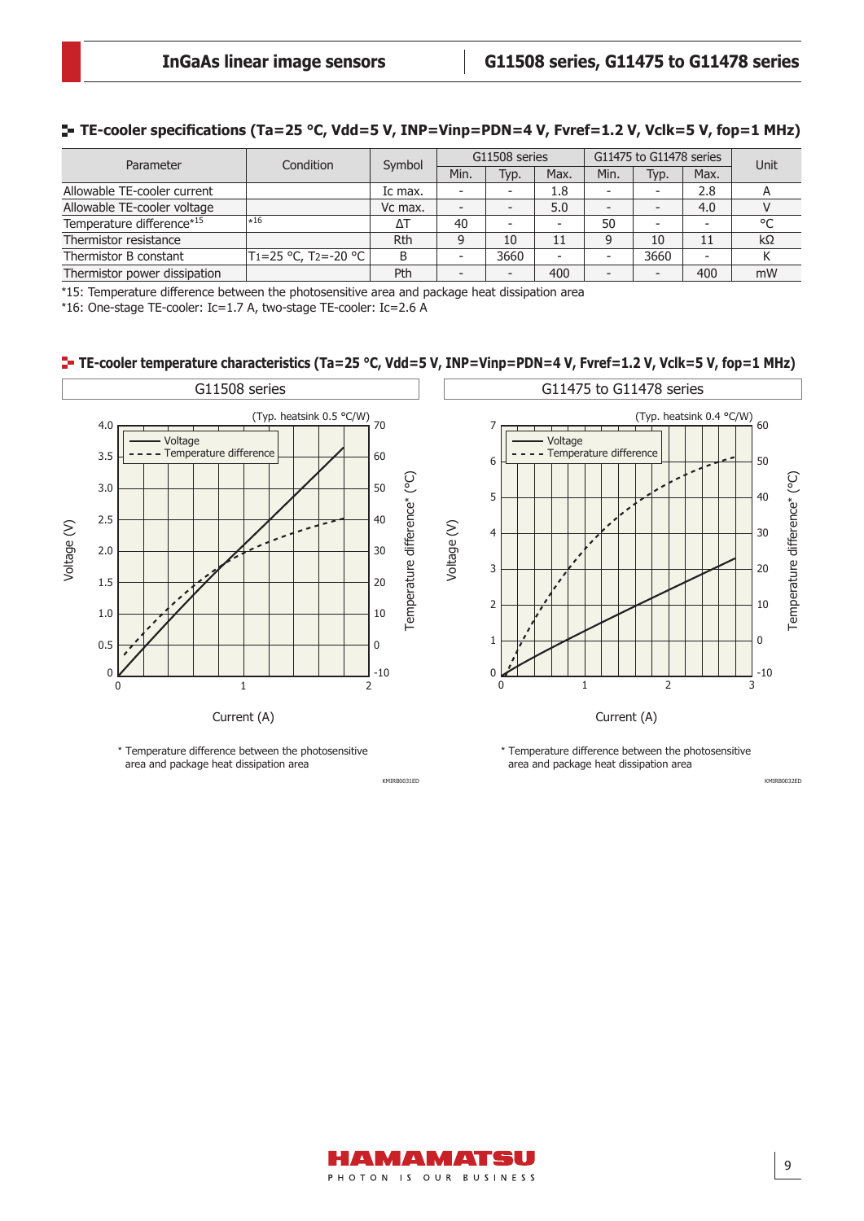## TE-cooler specifications (Ta=25 °C, Vdd=5 V, INP=Vinp=PDN=4 V, Fvref=1.2 V, Vclk=5 V, fop=1 MHz)

| Parameter | Condition | Symbol | G11508 series | | | G11475 to G11478 series | | | Unit |
|---|---|---|---|---|---|---|---|---|---|
| | | | Min. | Typ. | Max. | Min. | Typ. | Max. | |
| Allowable TE-cooler current | | Ic max. | - | - | 1.8 | - | - | 2.8 | A |
| Allowable TE-cooler voltage | | Vc max. | - | - | 5.0 | - | - | 4.0 | V |
| Temperature difference*15 | *16 | ΔT | 40 | - | - | 50 | - | - | °C |
| Thermistor resistance | | Rth | 9 | 10 | 11 | 9 | 10 | 11 | kΩ |
| Thermistor B constant | $T_1$=25 °C, $T_2$=-20 °C | B | - | 3660 | - | - | 3660 | - | K |
| Thermistor power dissipation | | Pth | - | - | 400 | - | - | 400 | mW |

*15: Temperature difference between the photosensitive area and package heat dissipation area
*16: One-stage TE-cooler: Ic=1.7 A, two-stage TE-cooler: Ic=2.6 A

## TE-cooler temperature characteristics (Ta=25 °C, Vdd=5 V, INP=Vinp=PDN=4 V, Fvref=1.2 V, Vclk=5 V, fop=1 MHz)

G11508 series

(Typ. heatsink 0.5 °C/W)

\* Temperature difference between the photosensitive area and package heat dissipation area

KMIRB0031ED

G11475 to G11478 series

(Typ. heatsink 0.4 °C/W)

\* Temperature difference between the photosensitive area and package heat dissipation area

KMIRB0032ED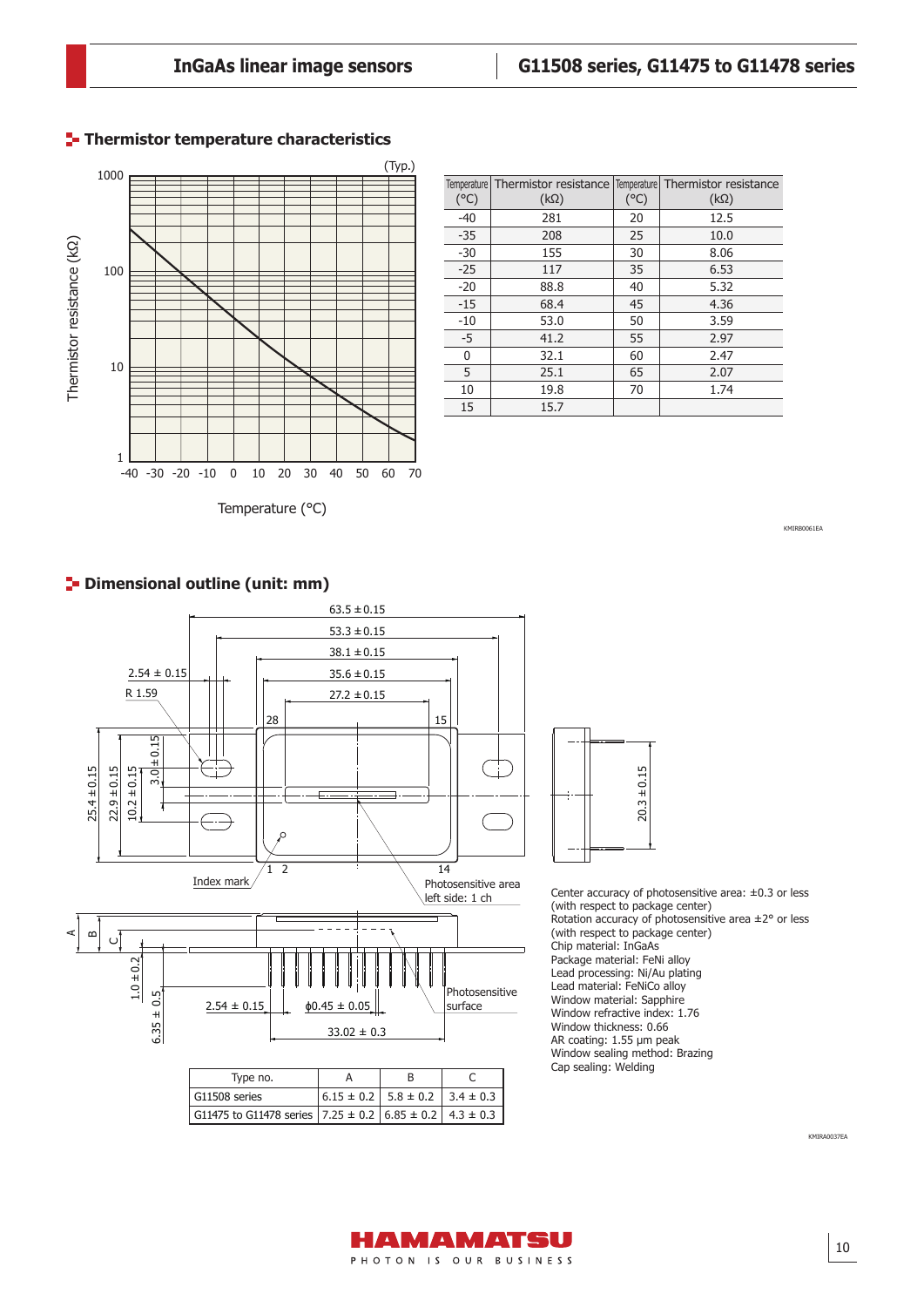## Thermistor temperature characteristics

(Typ.)

| Temperature (°C) | Thermistor resistance (kΩ) | Temperature (°C) | Thermistor resistance (kΩ) |
|---|---|---|---|
| -40 | 281 | 20 | 12.5 |
| -35 | 208 | 25 | 10.0 |
| -30 | 155 | 30 | 8.06 |
| -25 | 117 | 35 | 6.53 |
| -20 | 88.8 | 40 | 5.32 |
| -15 | 68.4 | 45 | 4.36 |
| -10 | 53.0 | 50 | 3.59 |
| -5 | 41.2 | 55 | 2.97 |
| 0 | 32.1 | 60 | 2.47 |
| 5 | 25.1 | 65 | 2.07 |
| 10 | 19.8 | 70 | 1.74 |
| 15 | 15.7 | | |

KMIRB0061EA

## Dimensional outline (unit: mm)

| Type no. | A | B | C |
|---|---|---|---|
| G11508 series | 6.15 ± 0.2 | 5.8 ± 0.2 | 3.4 ± 0.3 |
| G11475 to G11478 series | 7.25 ± 0.2 | 6.85 ± 0.2 | 4.3 ± 0.3 |

Center accuracy of photosensitive area: ±0.3 or less (with respect to package center)
Rotation accuracy of photosensitive area ±2° or less (with respect to package center)
Chip material: InGaAs
Package material: FeNi alloy
Lead processing: Ni/Au plating
Lead material: FeNiCo alloy
Window material: Sapphire
Window refractive index: 1.76
Window thickness: 0.66
AR coating: 1.55 μm peak
Window sealing method: Brazing
Cap sealing: Welding

KMIRA0037EA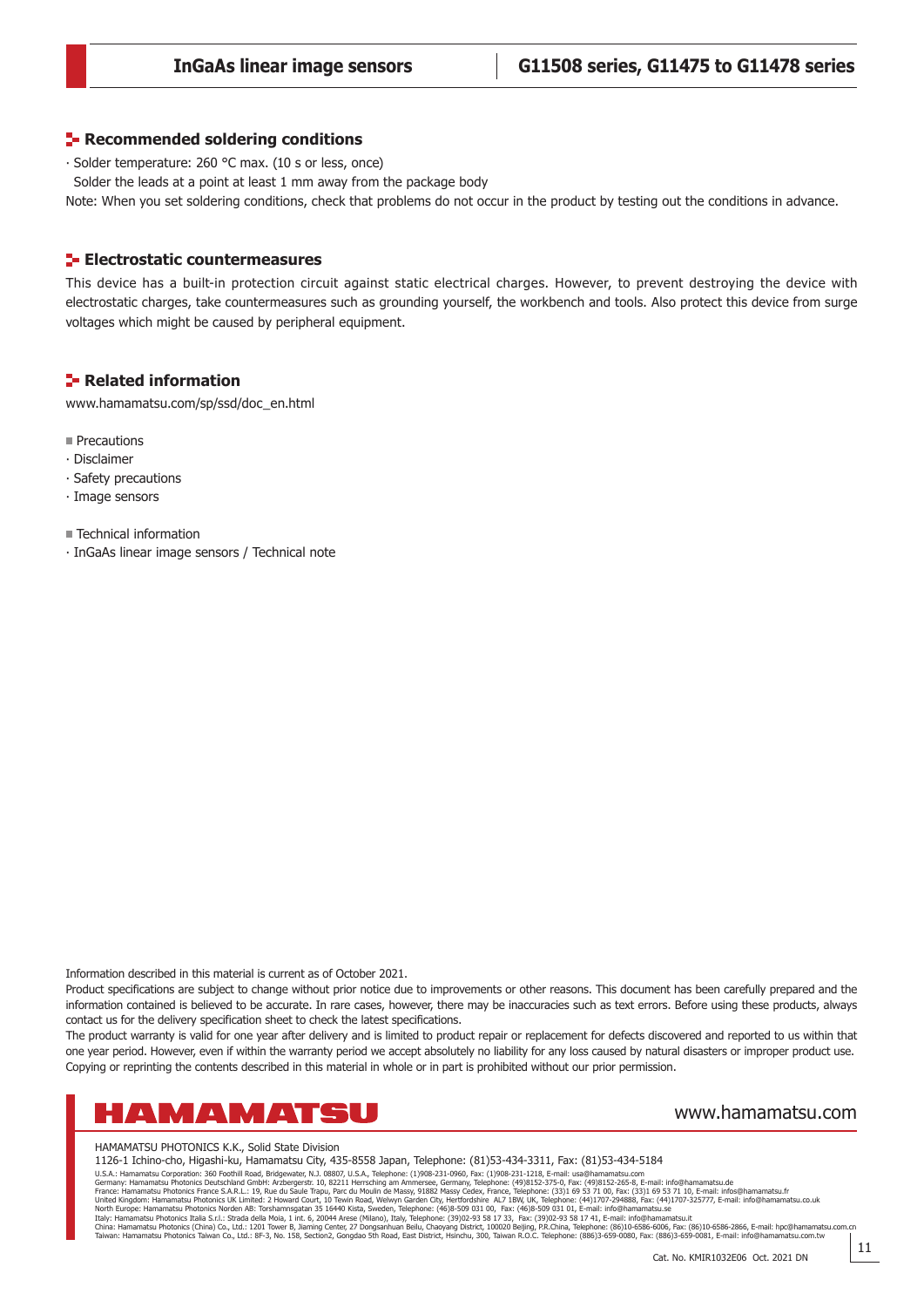## Recommended soldering conditions

· Solder temperature: 260 °C max. (10 s or less, once)

  Solder the leads at a point at least 1 mm away from the package body

Note: When you set soldering conditions, check that problems do not occur in the product by testing out the conditions in advance.

## Electrostatic countermeasures

This device has a built-in protection circuit against static electrical charges. However, to prevent destroying the device with electrostatic charges, take countermeasures such as grounding yourself, the workbench and tools. Also protect this device from surge voltages which might be caused by peripheral equipment.

## Related information

www.hamamatsu.com/sp/ssd/doc_en.html

■ Precautions

· Disclaimer

· Safety precautions

· Image sensors

■ Technical information

· InGaAs linear image sensors / Technical note

Information described in this material is current as of October 2021.

Product specifications are subject to change without prior notice due to improvements or other reasons. This document has been carefully prepared and the information contained is believed to be accurate. In rare cases, however, there may be inaccuracies such as text errors. Before using these products, always contact us for the delivery specification sheet to check the latest specifications.

The product warranty is valid for one year after delivery and is limited to product repair or replacement for defects discovered and reported to us within that one year period. However, even if within the warranty period we accept absolutely no liability for any loss caused by natural disasters or improper product use. Copying or reprinting the contents described in this material in whole or in part is prohibited without our prior permission.

HAMAMATSU

www.hamamatsu.com

HAMAMATSU PHOTONICS K.K., Solid State Division

1126-1 Ichino-cho, Higashi-ku, Hamamatsu City, 435-8558 Japan, Telephone: (81)53-434-3311, Fax: (81)53-434-5184

U.S.A.: Hamamatsu Corporation: 360 Foothill Road, Bridgewater, N.J. 08807, U.S.A., Telephone: (1)908-231-0960, Fax: (1)908-231-1218, E-mail: usa@hamamatsu.com

Germany: Hamamatsu Photonics Deutschland GmbH: Arzbergerstr. 10, 82211 Herrsching am Ammersee, Germany, Telephone: (49)8152-375-0, Fax: (49)8152-265-8, E-mail: info@hamamatsu.de

France: Hamamatsu Photonics France S.A.R.L.: 19, Rue du Saule Trapu, Parc du Moulin de Massy, 91882 Massy Cedex, France, Telephone: (33)1 69 53 71 00, Fax: (33)1 69 53 71 10, E-mail: infos@hamamatsu.fr

United Kingdom: Hamamatsu Photonics UK Limited: 2 Howard Court, 10 Tewin Road, Welwyn Garden City, Hertfordshire AL7 1BW, UK, Telephone: (44)1707-294888, Fax: (44)1707-325777, E-mail: info@hamamatsu.co.uk

North Europe: Hamamatsu Photonics Norden AB: Torshamnsgatan 35 16440 Kista, Sweden, Telephone: (46)8-509 031 00, Fax: (46)8-509 031 01, E-mail: info@hamamatsu.se

Italy: Hamamatsu Photonics Italia S.r.l.: Strada della Moia, 1 int. 6, 20044 Arese (Milano), Italy, Telephone: (39)02-93 58 17 33, Fax: (39)02-93 58 17 41, E-mail: info@hamamatsu.it

China: Hamamatsu Photonics (China) Co., Ltd.: 1201 Tower B, Jiaming Center, 27 Dongsanhuan Beilu, Chaoyang District, 100020 Beijing, P.R.China, Telephone: (86)10-6586-6006, Fax: (86)10-6586-2866, E-mail: hpc@hamamatsu.com.cn

Taiwan: Hamamatsu Photonics Taiwan Co., Ltd.: 8F-3, No. 158, Section2, Gongdao 5th Road, East District, Hsinchu, 300, Taiwan R.O.C. Telephone: (886)3-659-0080, Fax: (886)3-659-0081, E-mail: info@hamamatsu.com.tw

Cat. No. KMIR1032E06 Oct. 2021 DN